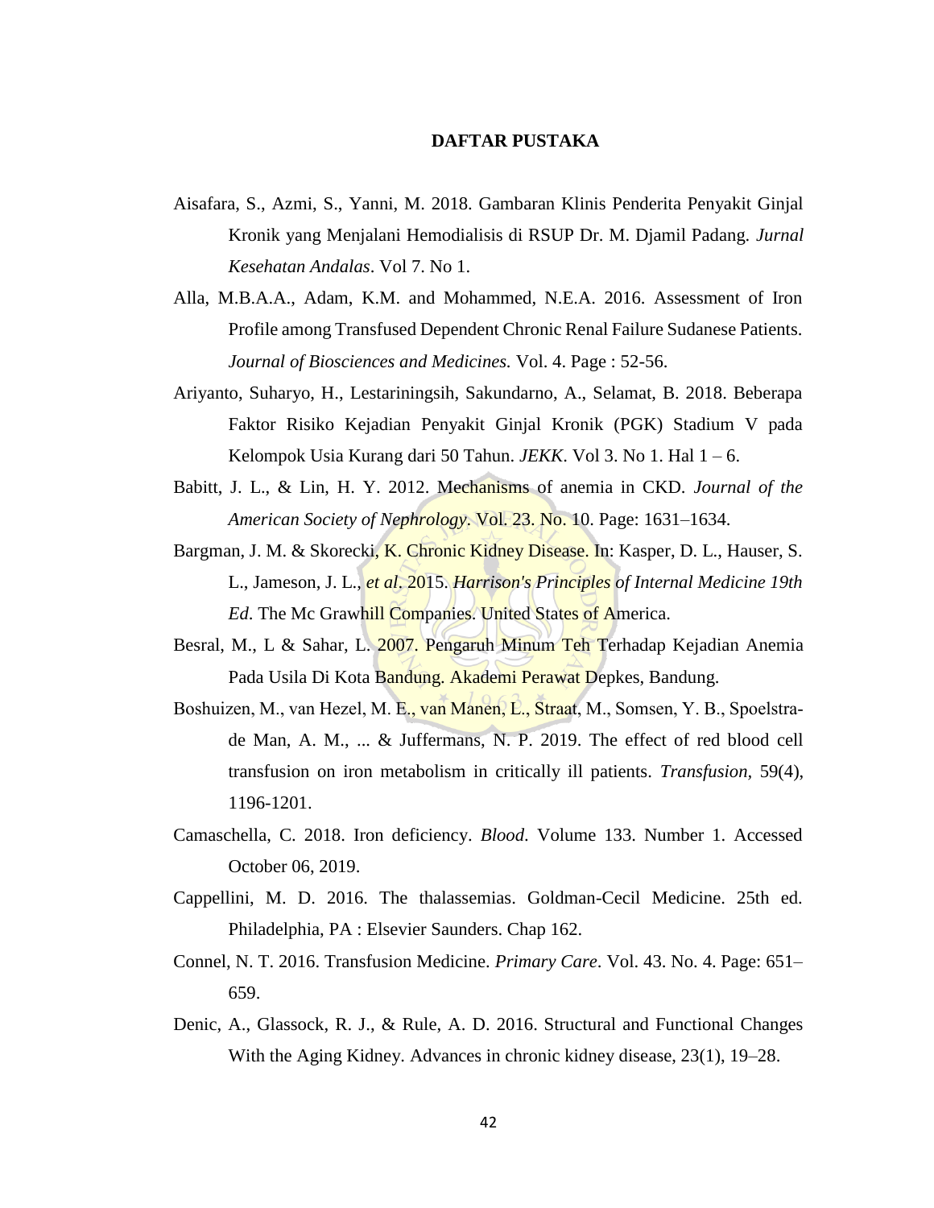# DAFTAR PUSTAKA

Aisafara, S., Azmi, S., Yanni, M. 2018. Gambaran Klinis Penderita Penyakit Ginjal Kronik yang Menjalani Hemodialisis di RSUP Dr. M. Djamil Padang. *Jurnal Kesehatan Andalas*. Vol 7. No 1.

Alla, M.B.A.A., Adam, K.M. and Mohammed, N.E.A. 2016. Assessment of Iron Profile among Transfused Dependent Chronic Renal Failure Sudanese Patients. *Journal of Biosciences and Medicines.* Vol. 4. Page : 52-56.

Ariyanto, Suharyo, H., Lestariningsih, Sakundarno, A., Selamat, B. 2018. Beberapa Faktor Risiko Kejadian Penyakit Ginjal Kronik (PGK) Stadium V pada Kelompok Usia Kurang dari 50 Tahun. *JEKK*. Vol 3. No 1. Hal 1 – 6.

Babitt, J. L., & Lin, H. Y. 2012. Mechanisms of anemia in CKD. *Journal of the American Society of Nephrology*. Vol. 23. No. 10. Page: 1631–1634.

Bargman, J. M. & Skorecki, K. Chronic Kidney Disease. In: Kasper, D. L., Hauser, S. L., Jameson, J. L., *et al*. 2015. *Harrison's Principles of Internal Medicine 19th Ed*. The Mc Grawhill Companies. United States of America.

Besral, M., L & Sahar, L. 2007. Pengaruh Minum Teh Terhadap Kejadian Anemia Pada Usila Di Kota Bandung. Akademi Perawat Depkes, Bandung.

Boshuizen, M., van Hezel, M. E., van Manen, L., Straat, M., Somsen, Y. B., Spoelstra-de Man, A. M., ... & Juffermans, N. P. 2019. The effect of red blood cell transfusion on iron metabolism in critically ill patients. *Transfusion*, 59(4), 1196-1201.

Camaschella, C. 2018. Iron deficiency. *Blood*. Volume 133. Number 1. Accessed October 06, 2019.

Cappellini, M. D. 2016. The thalassemias. Goldman-Cecil Medicine. 25th ed. Philadelphia, PA : Elsevier Saunders. Chap 162.

Connel, N. T. 2016. Transfusion Medicine. *Primary Care*. Vol. 43. No. 4. Page: 651–659.

Denic, A., Glassock, R. J., & Rule, A. D. 2016. Structural and Functional Changes With the Aging Kidney. Advances in chronic kidney disease, 23(1), 19–28.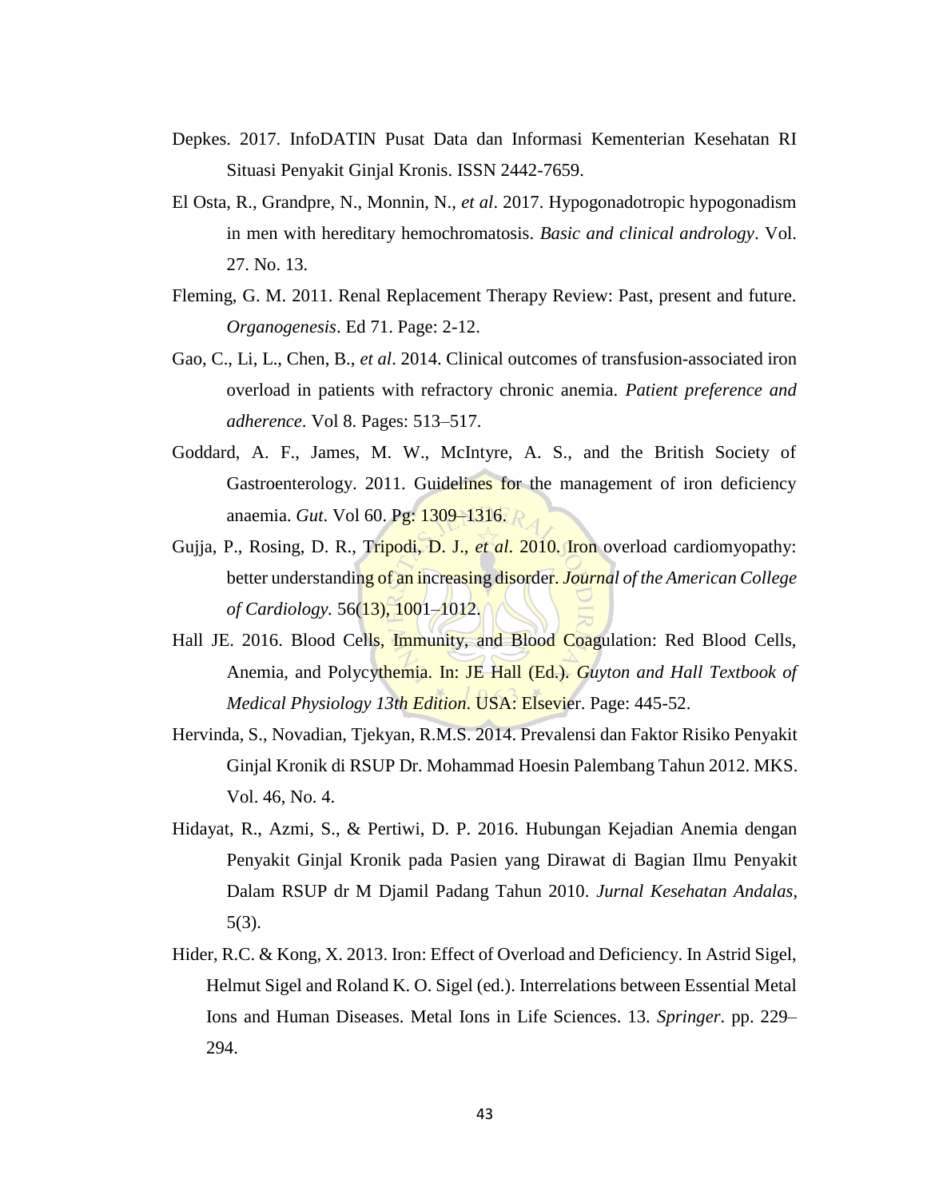Depkes. 2017. InfoDATIN Pusat Data dan Informasi Kementerian Kesehatan RI Situasi Penyakit Ginjal Kronis. ISSN 2442-7659.

El Osta, R., Grandpre, N., Monnin, N., *et al*. 2017. Hypogonadotropic hypogonadism in men with hereditary hemochromatosis. *Basic and clinical andrology*. Vol. 27. No. 13.

Fleming, G. M. 2011. Renal Replacement Therapy Review: Past, present and future. *Organogenesis*. Ed 71. Page: 2-12.

Gao, C., Li, L., Chen, B., *et al*. 2014. Clinical outcomes of transfusion-associated iron overload in patients with refractory chronic anemia. *Patient preference and adherence*. Vol 8. Pages: 513–517.

Goddard, A. F., James, M. W., McIntyre, A. S., and the British Society of Gastroenterology. 2011. Guidelines for the management of iron deficiency anaemia. *Gut*. Vol 60. Pg: 1309–1316.

Gujja, P., Rosing, D. R., Tripodi, D. J., *et al*. 2010. Iron overload cardiomyopathy: better understanding of an increasing disorder. *Journal of the American College of Cardiology.* 56(13), 1001–1012.

Hall JE. 2016. Blood Cells, Immunity, and Blood Coagulation: Red Blood Cells, Anemia, and Polycythemia. In: JE Hall (Ed.). *Guyton and Hall Textbook of Medical Physiology 13th Edition*. USA: Elsevier. Page: 445-52.

Hervinda, S., Novadian, Tjekyan, R.M.S. 2014. Prevalensi dan Faktor Risiko Penyakit Ginjal Kronik di RSUP Dr. Mohammad Hoesin Palembang Tahun 2012. MKS. Vol. 46, No. 4.

Hidayat, R., Azmi, S., & Pertiwi, D. P. 2016. Hubungan Kejadian Anemia dengan Penyakit Ginjal Kronik pada Pasien yang Dirawat di Bagian Ilmu Penyakit Dalam RSUP dr M Djamil Padang Tahun 2010. *Jurnal Kesehatan Andalas*, 5(3).

Hider, R.C. & Kong, X. 2013. Iron: Effect of Overload and Deficiency. In Astrid Sigel, Helmut Sigel and Roland K. O. Sigel (ed.). Interrelations between Essential Metal Ions and Human Diseases. Metal Ions in Life Sciences. 13. *Springer*. pp. 229–294.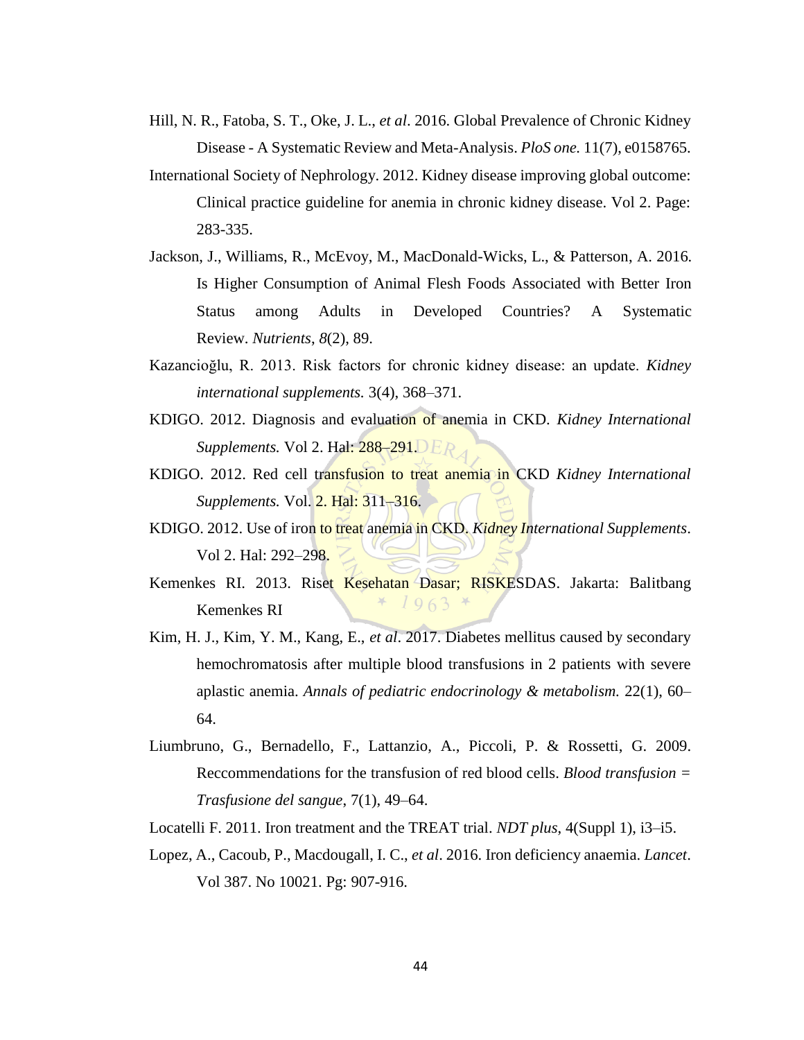Hill, N. R., Fatoba, S. T., Oke, J. L., *et al*. 2016. Global Prevalence of Chronic Kidney Disease - A Systematic Review and Meta-Analysis. *PloS one.* 11(7), e0158765.

International Society of Nephrology. 2012. Kidney disease improving global outcome: Clinical practice guideline for anemia in chronic kidney disease. Vol 2. Page: 283-335.

Jackson, J., Williams, R., McEvoy, M., MacDonald-Wicks, L., & Patterson, A. 2016. Is Higher Consumption of Animal Flesh Foods Associated with Better Iron Status among Adults in Developed Countries? A Systematic Review. *Nutrients*, *8*(2), 89.

Kazancioğlu, R. 2013. Risk factors for chronic kidney disease: an update. *Kidney international supplements.* 3(4), 368–371.

KDIGO. 2012. Diagnosis and evaluation of anemia in CKD. *Kidney International Supplements.* Vol 2. Hal: 288–291.

KDIGO. 2012. Red cell transfusion to treat anemia in CKD *Kidney International Supplements.* Vol. 2. Hal: 311–316.

KDIGO. 2012. Use of iron to treat anemia in CKD. *Kidney International Supplements*. Vol 2. Hal: 292–298.

Kemenkes RI. 2013. Riset Kesehatan Dasar; RISKESDAS. Jakarta: Balitbang Kemenkes RI

Kim, H. J., Kim, Y. M., Kang, E., *et al*. 2017. Diabetes mellitus caused by secondary hemochromatosis after multiple blood transfusions in 2 patients with severe aplastic anemia. *Annals of pediatric endocrinology & metabolism.* 22(1), 60–64.

Liumbruno, G., Bernadello, F., Lattanzio, A., Piccoli, P. & Rossetti, G. 2009. Reccommendations for the transfusion of red blood cells. *Blood transfusion = Trasfusione del sangue*, 7(1), 49–64.

Locatelli F. 2011. Iron treatment and the TREAT trial. *NDT plus*, 4(Suppl 1), i3–i5.

Lopez, A., Cacoub, P., Macdougall, I. C., *et al*. 2016. Iron deficiency anaemia. *Lancet*. Vol 387. No 10021. Pg: 907-916.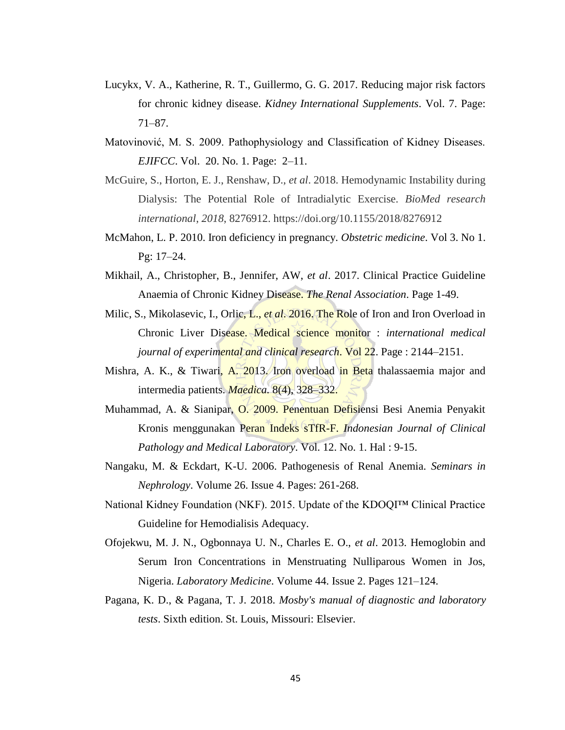Lucykx, V. A., Katherine, R. T., Guillermo, G. G. 2017. Reducing major risk factors for chronic kidney disease. *Kidney International Supplements*. Vol. 7. Page: 71–87.

Matovinović, M. S. 2009. Pathophysiology and Classification of Kidney Diseases. *EJIFCC*. Vol. 20. No. 1. Page: 2–11.

McGuire, S., Horton, E. J., Renshaw, D., *et al*. 2018. Hemodynamic Instability during Dialysis: The Potential Role of Intradialytic Exercise. *BioMed research international*, *2018*, 8276912. https://doi.org/10.1155/2018/8276912

McMahon, L. P. 2010. Iron deficiency in pregnancy. *Obstetric medicine*. Vol 3. No 1. Pg: 17–24.

Mikhail, A., Christopher, B., Jennifer, AW, *et al*. 2017. Clinical Practice Guideline Anaemia of Chronic Kidney Disease. *The Renal Association*. Page 1-49.

Milic, S., Mikolasevic, I., Orlic, L., *et al*. 2016. The Role of Iron and Iron Overload in Chronic Liver Disease. Medical science monitor : *international medical journal of experimental and clinical research*. Vol 22. Page : 2144–2151.

Mishra, A. K., & Tiwari, A. 2013. Iron overload in Beta thalassaemia major and intermedia patients. *Maedica*. 8(4), 328–332.

Muhammad, A. & Sianipar, O. 2009. Penentuan Defisiensi Besi Anemia Penyakit Kronis menggunakan Peran Indeks sTfR-F. *Indonesian Journal of Clinical Pathology and Medical Laboratory*. Vol. 12. No. 1. Hal : 9-15.

Nangaku, M. & Eckdart, K-U. 2006. Pathogenesis of Renal Anemia. *Seminars in Nephrology*. Volume 26. Issue 4. Pages: 261-268.

National Kidney Foundation (NKF). 2015. Update of the KDOQI™ Clinical Practice Guideline for Hemodialisis Adequacy.

Ofojekwu, M. J. N., Ogbonnaya U. N., Charles E. O., *et al*. 2013. Hemoglobin and Serum Iron Concentrations in Menstruating Nulliparous Women in Jos, Nigeria. *Laboratory Medicine*. Volume 44. Issue 2. Pages 121–124.

Pagana, K. D., & Pagana, T. J. 2018. *Mosby's manual of diagnostic and laboratory tests*. Sixth edition. St. Louis, Missouri: Elsevier.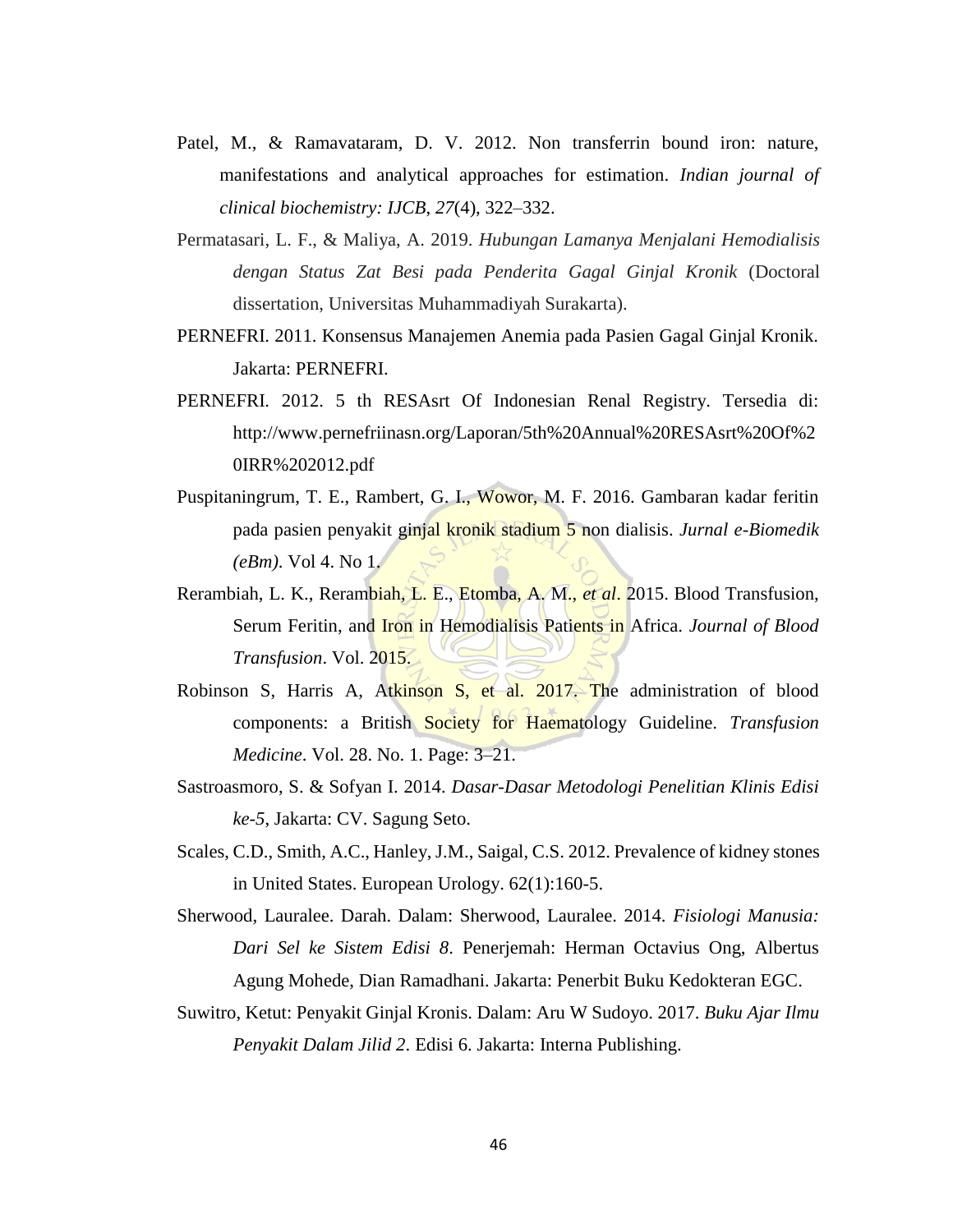Patel, M., & Ramavataram, D. V. 2012. Non transferrin bound iron: nature, manifestations and analytical approaches for estimation. *Indian journal of clinical biochemistry: IJCB*, *27*(4), 322–332.

Permatasari, L. F., & Maliya, A. 2019. *Hubungan Lamanya Menjalani Hemodialisis dengan Status Zat Besi pada Penderita Gagal Ginjal Kronik* (Doctoral dissertation, Universitas Muhammadiyah Surakarta).

PERNEFRI. 2011. Konsensus Manajemen Anemia pada Pasien Gagal Ginjal Kronik. Jakarta: PERNEFRI.

PERNEFRI. 2012. 5 th RESAsrt Of Indonesian Renal Registry. Tersedia di: http://www.pernefriinasn.org/Laporan/5th%20Annual%20RESAsrt%20Of%20IRR%202012.pdf

Puspitaningrum, T. E., Rambert, G. I., Wowor, M. F. 2016. Gambaran kadar feritin pada pasien penyakit ginjal kronik stadium 5 non dialisis. *Jurnal e-Biomedik (eBm)*. Vol 4. No 1.

Rerambiah, L. K., Rerambiah, L. E., Etomba, A. M., *et al*. 2015. Blood Transfusion, Serum Feritin, and Iron in Hemodialisis Patients in Africa. *Journal of Blood Transfusion*. Vol. 2015.

Robinson S, Harris A, Atkinson S, et al. 2017. The administration of blood components: a British Society for Haematology Guideline. *Transfusion Medicine*. Vol. 28. No. 1. Page: 3–21.

Sastroasmoro, S. & Sofyan I. 2014. *Dasar-Dasar Metodologi Penelitian Klinis Edisi ke-5*, Jakarta: CV. Sagung Seto.

Scales, C.D., Smith, A.C., Hanley, J.M., Saigal, C.S. 2012. Prevalence of kidney stones in United States. European Urology. 62(1):160-5.

Sherwood, Lauralee. Darah. Dalam: Sherwood, Lauralee. 2014. *Fisiologi Manusia: Dari Sel ke Sistem Edisi 8*. Penerjemah: Herman Octavius Ong, Albertus Agung Mohede, Dian Ramadhani. Jakarta: Penerbit Buku Kedokteran EGC.

Suwitro, Ketut: Penyakit Ginjal Kronis. Dalam: Aru W Sudoyo. 2017. *Buku Ajar Ilmu Penyakit Dalam Jilid 2*. Edisi 6. Jakarta: Interna Publishing.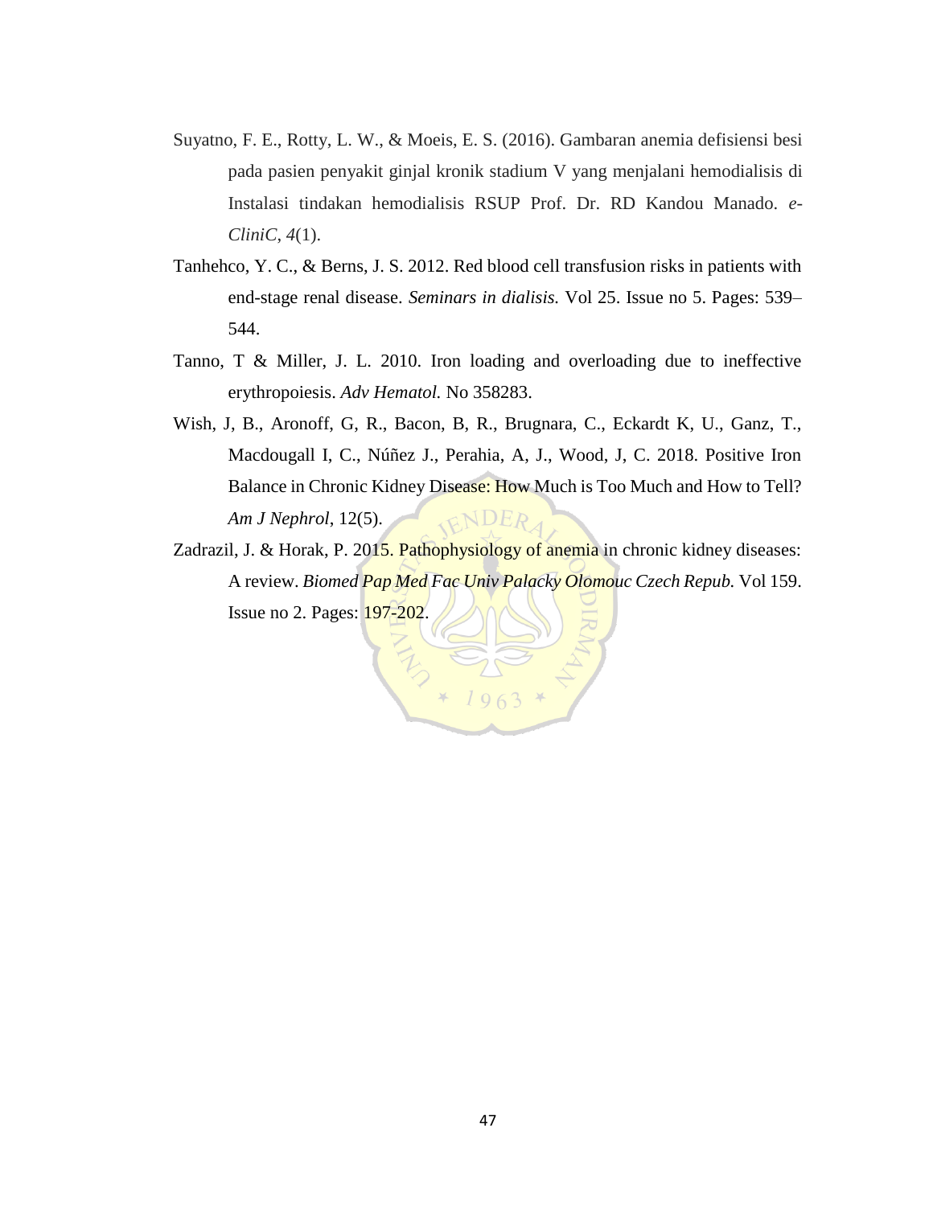Suyatno, F. E., Rotty, L. W., & Moeis, E. S. (2016). Gambaran anemia defisiensi besi pada pasien penyakit ginjal kronik stadium V yang menjalani hemodialisis di Instalasi tindakan hemodialisis RSUP Prof. Dr. RD Kandou Manado. *e-CliniC*, *4*(1).

Tanhehco, Y. C., & Berns, J. S. 2012. Red blood cell transfusion risks in patients with end-stage renal disease. *Seminars in dialisis.* Vol 25. Issue no 5. Pages: 539–544.

Tanno, T & Miller, J. L. 2010. Iron loading and overloading due to ineffective erythropoiesis. *Adv Hematol.* No 358283.

Wish, J, B., Aronoff, G, R., Bacon, B, R., Brugnara, C., Eckardt K, U., Ganz, T., Macdougall I, C., Núñez J., Perahia, A, J., Wood, J, C. 2018. Positive Iron Balance in Chronic Kidney Disease: How Much is Too Much and How to Tell? *Am J Nephrol*, 12(5).

Zadrazil, J. & Horak, P. 2015. Pathophysiology of anemia in chronic kidney diseases: A review. *Biomed Pap Med Fac Univ Palacky Olomouc Czech Repub.* Vol 159. Issue no 2. Pages: 197-202.